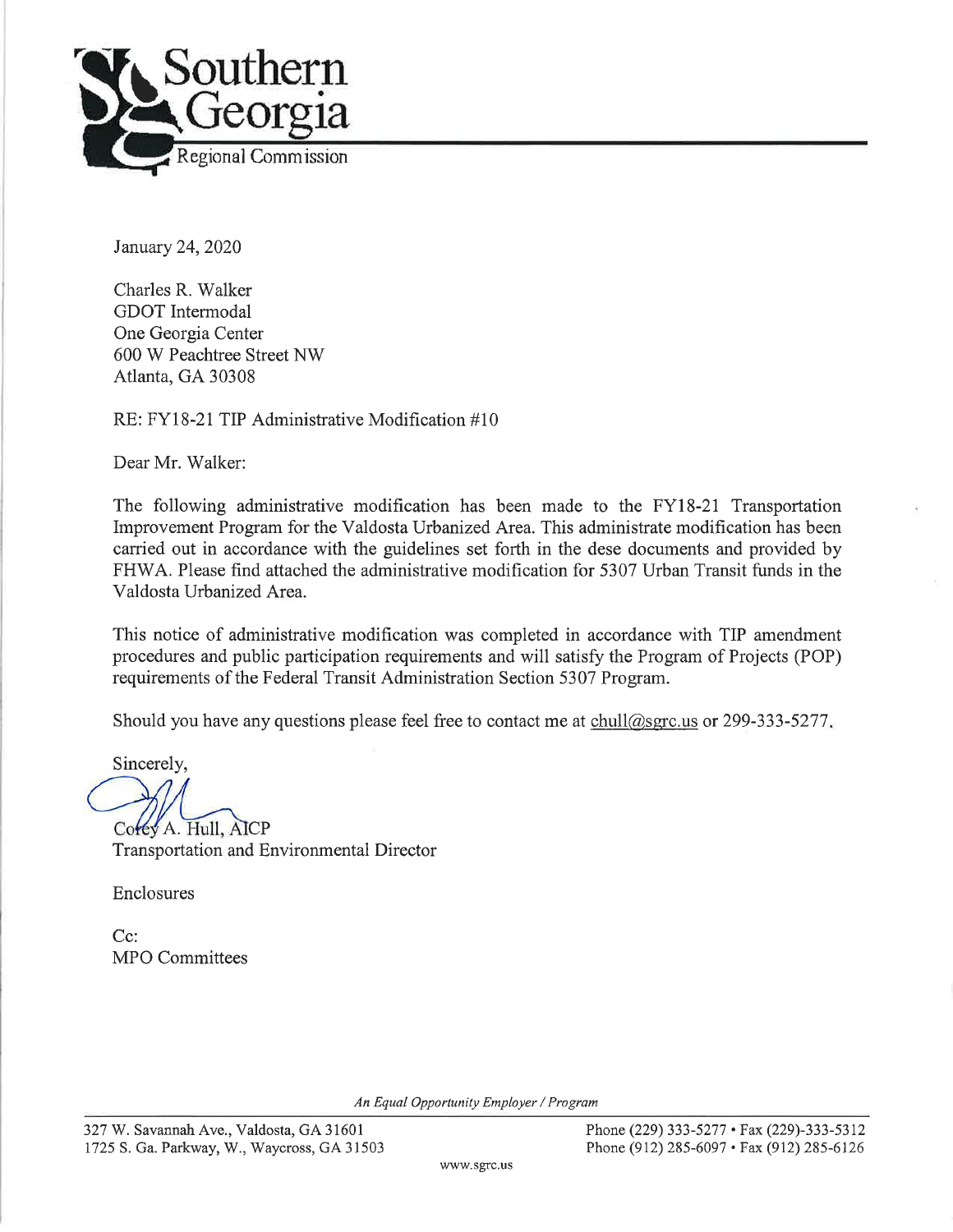Southern Georgia

Regional Commission

January 24, 2020

Charles R. Walker
GDOT Intermodal
One Georgia Center
600 W Peachtree Street NW
Atlanta, GA 30308

RE: FY18-21 TIP Administrative Modification #10

Dear Mr. Walker:

The following administrative modification has been made to the FY18-21 Transportation Improvement Program for the Valdosta Urbanized Area. This administrate modification has been carried out in accordance with the guidelines set forth in the dese documents and provided by FHWA. Please find attached the administrative modification for 5307 Urban Transit funds in the Valdosta Urbanized Area.

This notice of administrative modification was completed in accordance with TIP amendment procedures and public participation requirements and will satisfy the Program of Projects (POP) requirements of the Federal Transit Administration Section 5307 Program.

Should you have any questions please feel free to contact me at chull@sgrc.us or 299-333-5277.

Sincerely,

Corey A. Hull, AICP
Transportation and Environmental Director

Enclosures

Cc:
MPO Committees

*An Equal Opportunity Employer / Program*

327 W. Savannah Ave., Valdosta, GA 31601
1725 S. Ga. Parkway, W., Waycross, GA 31503

Phone (229) 333-5277 • Fax (229)-333-5312
Phone (912) 285-6097 • Fax (912) 285-6126

www.sgrc.us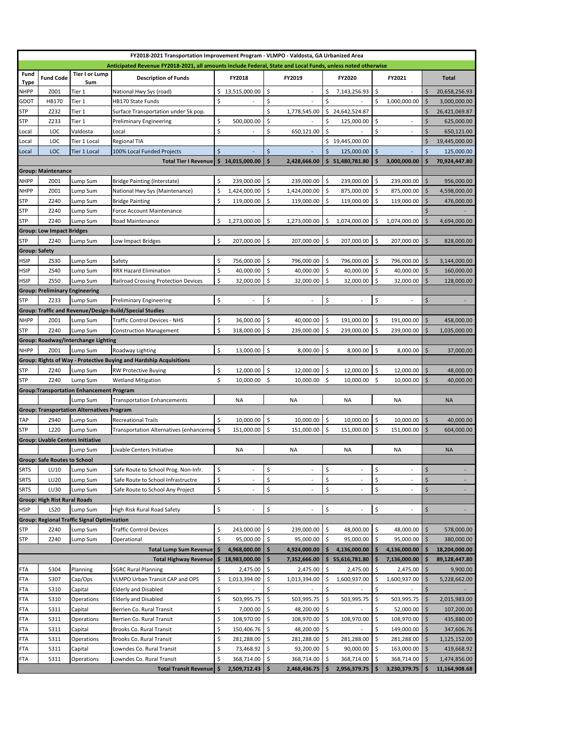| FY2018-2021 Transportation Improvement Program - VLMPO - Valdosta, GA Urbanized Area | | | | | | | | |
|---|---|---|---|---|---|---|---|---|
| Anticipated Revenue FY2018-2021, all amounts include Federal, State and Local Funds, unless noted otherwise | | | | | | | | |
| Fund Type | Fund Code | Tier I or Lump Sum | Description of Funds | FY2018 | FY2019 | FY2020 | FY2021 | Total |
| NHPP | Z001 | Tier 1 | National Hwy Sys (road) | $ 13,515,000.00 | $ - | $ 7,143,256.93 | $ - | $ 20,658,256.93 |
| GDOT | HB170 | Tier 1 | HB170 State Funds | $ - | $ - | $ - | $ 3,000,000.00 | $ 3,000,000.00 |
| STP | Z232 | Tier 1 | Surface Transportation under 5k pop. | | $ 1,778,545.00 | $ 24,642,524.87 | | $ 26,421,069.87 |
| STP | Z233 | Tier 1 | Preliminary Engineering | $ 500,000.00 | $ - | $ 125,000.00 | $ - | $ 625,000.00 |
| Local | LOC | Valdosta | Local | $ - | $ 650,121.00 | $ - | $ - | $ 650,121.00 |
| Local | LOC | Tier 1 Local | Regional TIA | | | $ 19,445,000.00 | | $ 19,445,000.00 |
| Local | LOC | Tier 1 Local | 100% Local Funded Projects | $ - | $ - | $ 125,000.00 | $ - | $ 125,000.00 |
| | | | **Total Tier I Revenue** | **$ 14,015,000.00** | **$ 2,428,666.00** | **$ 51,480,781.80** | **$ 3,000,000.00** | **$ 70,924,447.80** |
| **Group: Maintenance** | | | | | | | | |
| NHPP | Z001 | Lump Sum | Bridge Painting (Interstate) | $ 239,000.00 | $ 239,000.00 | $ 239,000.00 | $ 239,000.00 | $ 956,000.00 |
| NHPP | Z001 | Lump Sum | National Hwy Sys (Maintenance) | $ 1,424,000.00 | $ 1,424,000.00 | $ 875,000.00 | $ 875,000.00 | $ 4,598,000.00 |
| STP | Z240 | Lump Sum | Bridge Painting | $ 119,000.00 | $ 119,000.00 | $ 119,000.00 | $ 119,000.00 | $ 476,000.00 |
| STP | Z240 | Lump Sum | Force Account Maintenance | | | | | $ - |
| STP | Z240 | Lump Sum | Road Maintenance | $ 1,273,000.00 | $ 1,273,000.00 | $ 1,074,000.00 | $ 1,074,000.00 | $ 4,694,000.00 |
| **Group: Low Impact Bridges** | | | | | | | | |
| STP | Z240 | Lump Sum | Low Impact Bridges | $ 207,000.00 | $ 207,000.00 | $ 207,000.00 | $ 207,000.00 | $ 828,000.00 |
| **Group: Safety** | | | | | | | | |
| HSIP | ZS30 | Lump Sum | Safety | $ 756,000.00 | $ 796,000.00 | $ 796,000.00 | $ 796,000.00 | $ 3,144,000.00 |
| HSIP | ZS40 | Lump Sum | RRX Hazard Elimination | $ 40,000.00 | $ 40,000.00 | $ 40,000.00 | $ 40,000.00 | $ 160,000.00 |
| HSIP | ZS50 | Lump Sum | Railroad Crossing Protection Devices | $ 32,000.00 | $ 32,000.00 | $ 32,000.00 | $ 32,000.00 | $ 128,000.00 |
| **Group: Preliminary Engineering** | | | | | | | | |
| STP | Z233 | Lump Sum | Preliminary Engineering | $ - | $ - | $ - | $ - | $ - |
| **Group: Traffic and Revenue/Design-Build/Special Studies** | | | | | | | | |
| NHPP | Z001 | Lump Sum | Traffic Control Devices - NHS | $ 36,000.00 | $ 40,000.00 | $ 191,000.00 | $ 191,000.00 | $ 458,000.00 |
| STP | Z240 | Lump Sum | Construction Management | $ 318,000.00 | $ 239,000.00 | $ 239,000.00 | $ 239,000.00 | $ 1,035,000.00 |
| **Group: Roadway/Interchange Lighting** | | | | | | | | |
| NHPP | Z001 | Lump Sum | Roadway Lighting | $ 13,000.00 | $ 8,000.00 | $ 8,000.00 | $ 8,000.00 | $ 37,000.00 |
| **Group: Rights of Way - Protective Buying and Hardship Acquisitions** | | | | | | | | |
| STP | Z240 | Lump Sum | RW Protective Buying | $ 12,000.00 | $ 12,000.00 | $ 12,000.00 | $ 12,000.00 | $ 48,000.00 |
| STP | Z240 | Lump Sum | Wetland Mitigation | $ 10,000.00 | $ 10,000.00 | $ 10,000.00 | $ 10,000.00 | $ 40,000.00 |
| **Group:Transportation Enhancement Program** | | | | | | | | |
| | | Lump Sum | Transportation Enhancements | NA | NA | NA | NA | NA |
| **Group: Transportation Alternatives Program** | | | | | | | | |
| TAP | Z940 | Lump Sum | Recreational Trails | $ 10,000.00 | $ 10,000.00 | $ 10,000.00 | $ 10,000.00 | $ 40,000.00 |
| STP | L220 | Lump Sum | Transportation Alternatives (enhancemen | $ 151,000.00 | $ 151,000.00 | $ 151,000.00 | $ 151,000.00 | $ 604,000.00 |
| **Group: Livable Centers Initiative** | | | | | | | | |
| | | Lump Sum | Livable Centers Initiative | NA | NA | NA | NA | NA |
| **Group: Safe Routes to School** | | | | | | | | |
| SRTS | LU10 | Lump Sum | Safe Route to School Prog. Non-Infr. | $ - | $ - | $ - | $ - | $ - |
| SRTS | LU20 | Lump Sum | Safe Route to School Infrastructre | $ - | $ - | $ - | $ - | $ - |
| SRTS | LU30 | Lump Sum | Safe Route to School Any Project | $ - | $ - | $ - | $ - | $ - |
| **Group: High Rist Rural Roads** | | | | | | | | |
| HSIP | LS20 | Lump Sum | High Risk Rural Road Safety | $ - | $ - | $ - | $ - | $ - |
| **Group: Regional Traffic Signal Optimization** | | | | | | | | |
| STP | Z240 | Lump Sum | Traffic Control Devices | $ 243,000.00 | $ 239,000.00 | $ 48,000.00 | $ 48,000.00 | $ 578,000.00 |
| STP | Z240 | Lump Sum | Operational | $ 95,000.00 | $ 95,000.00 | $ 95,000.00 | $ 95,000.00 | $ 380,000.00 |
| | | | **Total Lump Sum Revenue** | **$ 4,968,000.00** | **$ 4,924,000.00** | **$ 4,136,000.00** | **$ 4,136,000.00** | **$ 18,204,000.00** |
| | | | **Total Highway Revenue** | **$ 18,983,000.00** | **$ 7,352,666.00** | **$ 55,616,781.80** | **$ 7,136,000.00** | **$ 89,128,447.80** |
| FTA | 5304 | Planning | SGRC Rural Planning | $ 2,475.00 | $ 2,475.00 | $ 2,475.00 | $ 2,475.00 | $ 9,900.00 |
| FTA | 5307 | Cap/Ops | VLMPO Urban Transit CAP and OPS | $ 1,013,394.00 | $ 1,013,394.00 | $ 1,600,937.00 | $ 1,600,937.00 | $ 5,228,662.00 |
| FTA | 5310 | Capital | Elderly and Disabled | $ - | $ - | $ - | $ - | $ - |
| FTA | 5310 | Operations | Elderly and Disabled | $ 503,995.75 | $ 503,995.75 | $ 503,995.75 | $ 503,995.75 | $ 2,015,983.00 |
| FTA | 5311 | Capital | Berrien Co. Rural Transit | $ 7,000.00 | $ 48,200.00 | $ - | $ 52,000.00 | $ 107,200.00 |
| FTA | 5311 | Operations | Berrien Co. Rural Transit | $ 108,970.00 | $ 108,970.00 | $ 108,970.00 | $ 108,970.00 | $ 435,880.00 |
| FTA | 5311 | Capital | Brooks Co. Rural Transit | $ 150,406.76 | $ 48,200.00 | $ - | $ 149,000.00 | $ 347,606.76 |
| FTA | 5311 | Operations | Brooks Co. Rural Transit | $ 281,288.00 | $ 281,288.00 | $ 281,288.00 | $ 281,288.00 | $ 1,125,152.00 |
| FTA | 5311 | Capital | Lowndes Co. Rural Transit | $ 73,468.92 | $ 93,200.00 | $ 90,000.00 | $ 163,000.00 | $ 419,668.92 |
| FTA | 5311 | Operations | Lowndes Co. Rural Transit | $ 368,714.00 | $ 368,714.00 | $ 368,714.00 | $ 368,714.00 | $ 1,474,856.00 |
| | | | **Total Transit Revenue** | **$ 2,509,712.43** | **$ 2,468,436.75** | **$ 2,956,379.75** | **$ 3,230,379.75** | **$ 11,164,908.68** |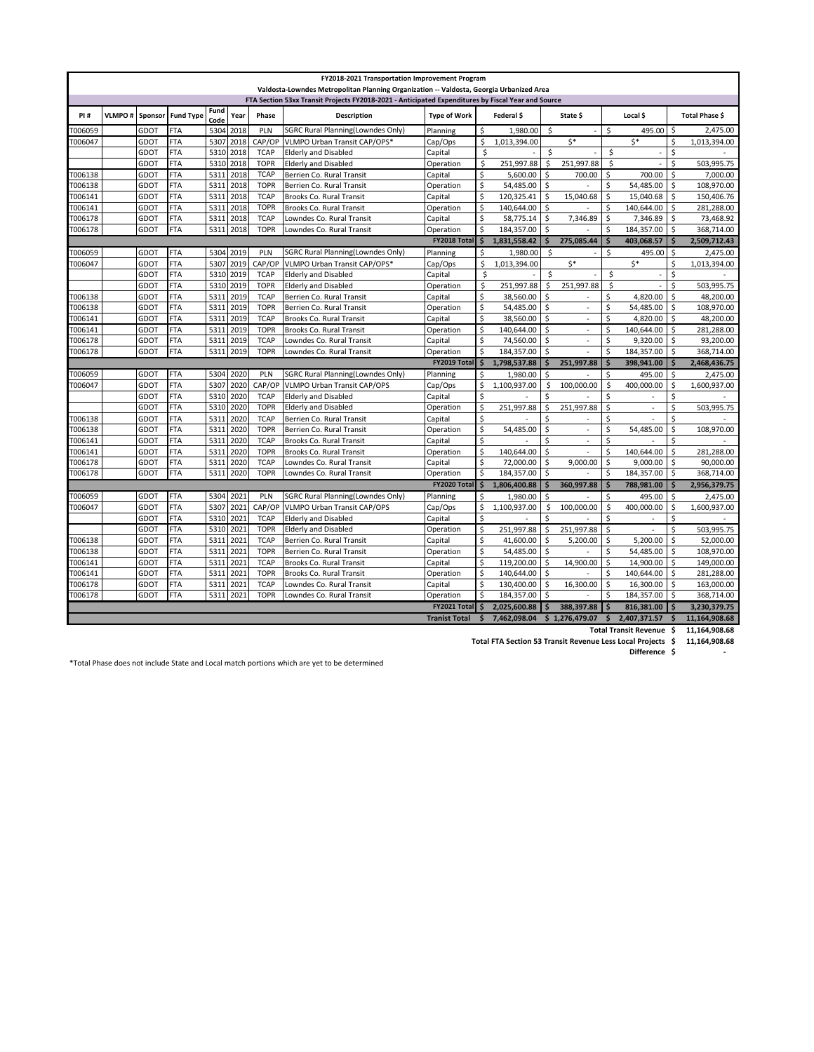**FY2018-2021 Transportation Improvement Program**

**Valdosta-Lowndes Metropolitan Planning Organization -- Valdosta, Georgia Urbanized Area**

**FTA Section 53xx Transit Projects FY2018-2021 - Anticipated Expenditures by Fiscal Year and Source**

| PI # | VLMPO # | Sponsor | Fund Type | Fund Code | Year | Phase | Description | Type of Work | Federal $ | State $ | Local $ | Total Phase $ |
|---|---|---|---|---|---|---|---|---|---|---|---|---|
| T006059 | | GDOT | FTA | 5304 | 2018 | PLN | SGRC Rural Planning(Lowndes Only) | Planning | $ 1,980.00 | $ - | $ 495.00 | $ 2,475.00 |
| T006047 | | GDOT | FTA | 5307 | 2018 | CAP/OP | VLMPO Urban Transit CAP/OPS* | Cap/Ops | $ 1,013,394.00 | $* | $* | $ 1,013,394.00 |
| | | GDOT | FTA | 5310 | 2018 | TCAP | Elderly and Disabled | Capital | $ - | $ - | $ - | $ - |
| | | GDOT | FTA | 5310 | 2018 | TOPR | Elderly and Disabled | Operation | $ 251,997.88 | $ 251,997.88 | $ - | $ 503,995.75 |
| T006138 | | GDOT | FTA | 5311 | 2018 | TCAP | Berrien Co. Rural Transit | Capital | $ 5,600.00 | $ 700.00 | $ 700.00 | $ 7,000.00 |
| T006138 | | GDOT | FTA | 5311 | 2018 | TOPR | Berrien Co. Rural Transit | Operation | $ 54,485.00 | $ - | $ 54,485.00 | $ 108,970.00 |
| T006141 | | GDOT | FTA | 5311 | 2018 | TCAP | Brooks Co. Rural Transit | Capital | $ 120,325.41 | $ 15,040.68 | $ 15,040.68 | $ 150,406.76 |
| T006141 | | GDOT | FTA | 5311 | 2018 | TOPR | Brooks Co. Rural Transit | Operation | $ 140,644.00 | $ - | $ 140,644.00 | $ 281,288.00 |
| T006178 | | GDOT | FTA | 5311 | 2018 | TCAP | Lowndes Co. Rural Transit | Capital | $ 58,775.14 | $ 7,346.89 | $ 7,346.89 | $ 73,468.92 |
| T006178 | | GDOT | FTA | 5311 | 2018 | TOPR | Lowndes Co. Rural Transit | Operation | $ 184,357.00 | $ - | $ 184,357.00 | $ 368,714.00 |
| | | | | | | | | **FY2018 Total** | **$ 1,831,558.42** | **$ 275,085.44** | **$ 403,068.57** | **$ 2,509,712.43** |
| T006059 | | GDOT | FTA | 5304 | 2019 | PLN | SGRC Rural Planning(Lowndes Only) | Planning | $ 1,980.00 | $ - | $ 495.00 | $ 2,475.00 |
| T006047 | | GDOT | FTA | 5307 | 2019 | CAP/OP | VLMPO Urban Transit CAP/OPS* | Cap/Ops | $ 1,013,394.00 | $* | $* | $ 1,013,394.00 |
| | | GDOT | FTA | 5310 | 2019 | TCAP | Elderly and Disabled | Capital | $ - | $ - | $ - | $ - |
| | | GDOT | FTA | 5310 | 2019 | TOPR | Elderly and Disabled | Operation | $ 251,997.88 | $ 251,997.88 | $ - | $ 503,995.75 |
| T006138 | | GDOT | FTA | 5311 | 2019 | TCAP | Berrien Co. Rural Transit | Capital | $ 38,560.00 | $ - | $ 4,820.00 | $ 48,200.00 |
| T006138 | | GDOT | FTA | 5311 | 2019 | TOPR | Berrien Co. Rural Transit | Operation | $ 54,485.00 | $ - | $ 54,485.00 | $ 108,970.00 |
| T006141 | | GDOT | FTA | 5311 | 2019 | TCAP | Brooks Co. Rural Transit | Capital | $ 38,560.00 | $ - | $ 4,820.00 | $ 48,200.00 |
| T006141 | | GDOT | FTA | 5311 | 2019 | TOPR | Brooks Co. Rural Transit | Operation | $ 140,644.00 | $ - | $ 140,644.00 | $ 281,288.00 |
| T006178 | | GDOT | FTA | 5311 | 2019 | TCAP | Lowndes Co. Rural Transit | Capital | $ 74,560.00 | $ - | $ 9,320.00 | $ 93,200.00 |
| T006178 | | GDOT | FTA | 5311 | 2019 | TOPR | Lowndes Co. Rural Transit | Operation | $ 184,357.00 | $ - | $ 184,357.00 | $ 368,714.00 |
| | | | | | | | | **FY2019 Total** | **$ 1,798,537.88** | **$ 251,997.88** | **$ 398,941.00** | **$ 2,468,436.75** |
| T006059 | | GDOT | FTA | 5304 | 2020 | PLN | SGRC Rural Planning(Lowndes Only) | Planning | $ 1,980.00 | $ - | $ 495.00 | $ 2,475.00 |
| T006047 | | GDOT | FTA | 5307 | 2020 | CAP/OP | VLMPO Urban Transit CAP/OPS | Cap/Ops | $ 1,100,937.00 | $ 100,000.00 | $ 400,000.00 | $ 1,600,937.00 |
| | | GDOT | FTA | 5310 | 2020 | TCAP | Elderly and Disabled | Capital | $ - | $ - | $ - | $ - |
| | | GDOT | FTA | 5310 | 2020 | TOPR | Elderly and Disabled | Operation | $ 251,997.88 | $ 251,997.88 | $ - | $ 503,995.75 |
| T006138 | | GDOT | FTA | 5311 | 2020 | TCAP | Berrien Co. Rural Transit | Capital | $ - | $ - | $ - | $ - |
| T006138 | | GDOT | FTA | 5311 | 2020 | TOPR | Berrien Co. Rural Transit | Operation | $ 54,485.00 | $ - | $ 54,485.00 | $ 108,970.00 |
| T006141 | | GDOT | FTA | 5311 | 2020 | TCAP | Brooks Co. Rural Transit | Capital | $ - | $ - | $ - | $ - |
| T006141 | | GDOT | FTA | 5311 | 2020 | TOPR | Brooks Co. Rural Transit | Operation | $ 140,644.00 | $ - | $ 140,644.00 | $ 281,288.00 |
| T006178 | | GDOT | FTA | 5311 | 2020 | TCAP | Lowndes Co. Rural Transit | Capital | $ 72,000.00 | $ 9,000.00 | $ 9,000.00 | $ 90,000.00 |
| T006178 | | GDOT | FTA | 5311 | 2020 | TOPR | Lowndes Co. Rural Transit | Operation | $ 184,357.00 | $ - | $ 184,357.00 | $ 368,714.00 |
| | | | | | | | | **FY2020 Total** | **$ 1,806,400.88** | **$ 360,997.88** | **$ 788,981.00** | **$ 2,956,379.75** |
| T006059 | | GDOT | FTA | 5304 | 2021 | PLN | SGRC Rural Planning(Lowndes Only) | Planning | $ 1,980.00 | $ - | $ 495.00 | $ 2,475.00 |
| T006047 | | GDOT | FTA | 5307 | 2021 | CAP/OP | VLMPO Urban Transit CAP/OPS | Cap/Ops | $ 1,100,937.00 | $ 100,000.00 | $ 400,000.00 | $ 1,600,937.00 |
| | | GDOT | FTA | 5310 | 2021 | TCAP | Elderly and Disabled | Capital | $ - | $ - | $ - | $ - |
| | | GDOT | FTA | 5310 | 2021 | TOPR | Elderly and Disabled | Operation | $ 251,997.88 | $ 251,997.88 | $ - | $ 503,995.75 |
| T006138 | | GDOT | FTA | 5311 | 2021 | TCAP | Berrien Co. Rural Transit | Capital | $ 41,600.00 | $ 5,200.00 | $ 5,200.00 | $ 52,000.00 |
| T006138 | | GDOT | FTA | 5311 | 2021 | TOPR | Berrien Co. Rural Transit | Operation | $ 54,485.00 | $ - | $ 54,485.00 | $ 108,970.00 |
| T006141 | | GDOT | FTA | 5311 | 2021 | TCAP | Brooks Co. Rural Transit | Capital | $ 119,200.00 | $ 14,900.00 | $ 14,900.00 | $ 149,000.00 |
| T006141 | | GDOT | FTA | 5311 | 2021 | TOPR | Brooks Co. Rural Transit | Operation | $ 140,644.00 | $ - | $ 140,644.00 | $ 281,288.00 |
| T006178 | | GDOT | FTA | 5311 | 2021 | TCAP | Lowndes Co. Rural Transit | Capital | $ 130,400.00 | $ 16,300.00 | $ 16,300.00 | $ 163,000.00 |
| T006178 | | GDOT | FTA | 5311 | 2021 | TOPR | Lowndes Co. Rural Transit | Operation | $ 184,357.00 | $ - | $ 184,357.00 | $ 368,714.00 |
| | | | | | | | | **FY2021 Total** | **$ 2,025,600.88** | **$ 388,397.88** | **$ 816,381.00** | **$ 3,230,379.75** |
| | | | | | | | | **Tranist Total** | **$ 7,462,098.04** | **$ 1,276,479.07** | **$ 2,407,371.57** | **$ 11,164,908.68** |

**Total Transit Revenue $ 11,164,908.68**

**Total FTA Section 53 Transit Revenue Less Local Projects $ 11,164,908.68**

**Difference $ -**

*Total Phase does not include State and Local match portions which are yet to be determined